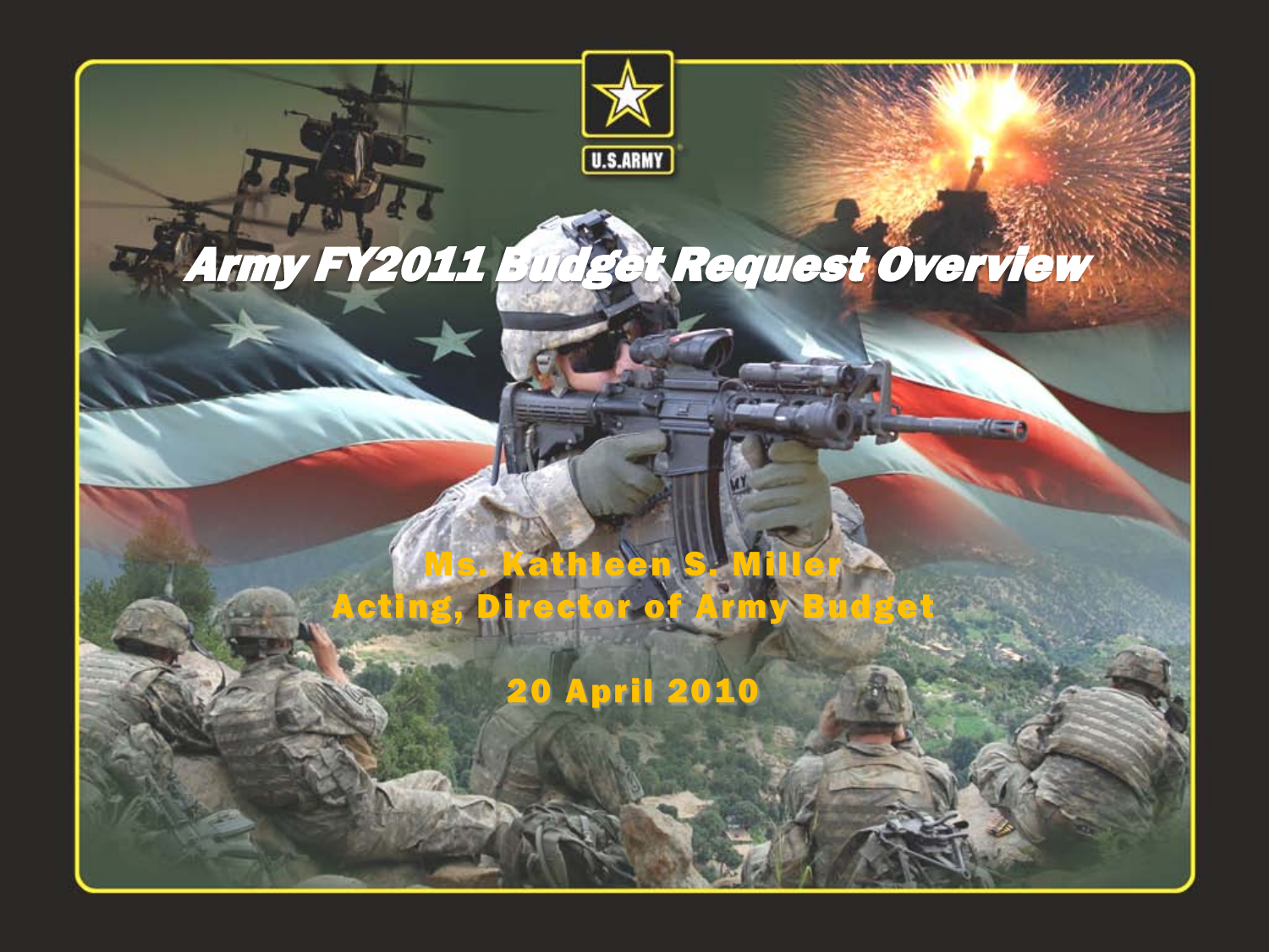# Army FY2011 Budget Request Overview

U.S. ARMY

Ms. Kathleen S. Miller
Acting, Director of Army Budget

20 April 2010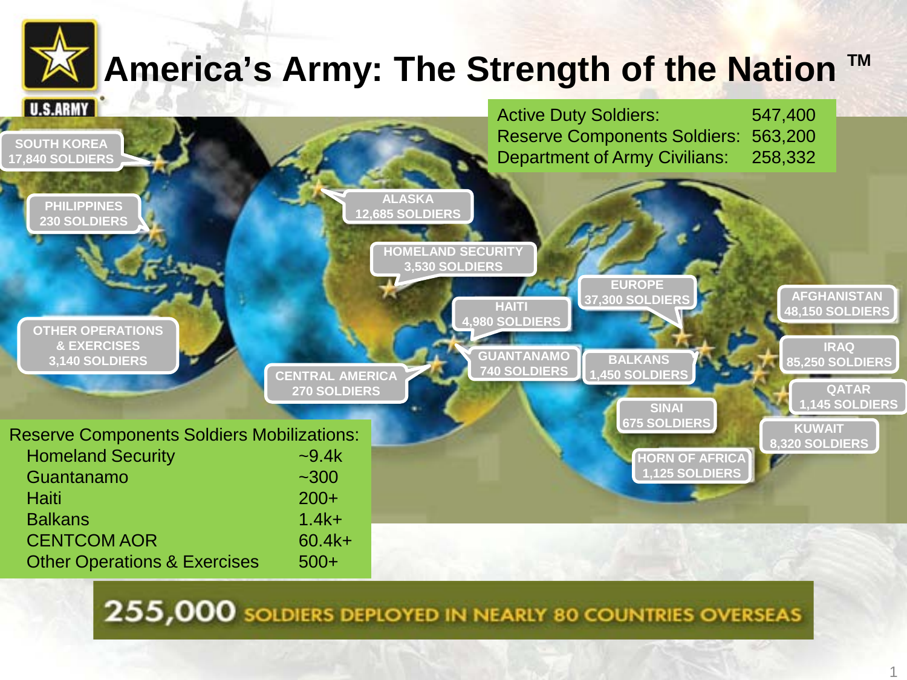# America's Army: The Strength of the Nation ™

U.S.ARMY

| | |
|---|---|
| Active Duty Soldiers: | 547,400 |
| Reserve Components Soldiers: | 563,200 |
| Department of Army Civilians: | 258,332 |

SOUTH KOREA 17,840 SOLDIERS

PHILIPPINES 230 SOLDIERS

ALASKA 12,685 SOLDIERS

HOMELAND SECURITY 3,530 SOLDIERS

EUROPE 37,300 SOLDIERS

AFGHANISTAN 48,150 SOLDIERS

HAITI 4,980 SOLDIERS

OTHER OPERATIONS & EXERCISES 3,140 SOLDIERS

GUANTANAMO 740 SOLDIERS

BALKANS 1,450 SOLDIERS

IRAQ 85,250 SOLDIERS

CENTRAL AMERICA 270 SOLDIERS

QATAR 1,145 SOLDIERS

SINAI 675 SOLDIERS

KUWAIT 8,320 SOLDIERS

HORN OF AFRICA 1,125 SOLDIERS

| Reserve Components Soldiers Mobilizations: | |
|---|---|
| Homeland Security | ~9.4k |
| Guantanamo | ~300 |
| Haiti | 200+ |
| Balkans | 1.4k+ |
| CENTCOM AOR | 60.4k+ |
| Other Operations & Exercises | 500+ |

**255,000 SOLDIERS DEPLOYED IN NEARLY 80 COUNTRIES OVERSEAS**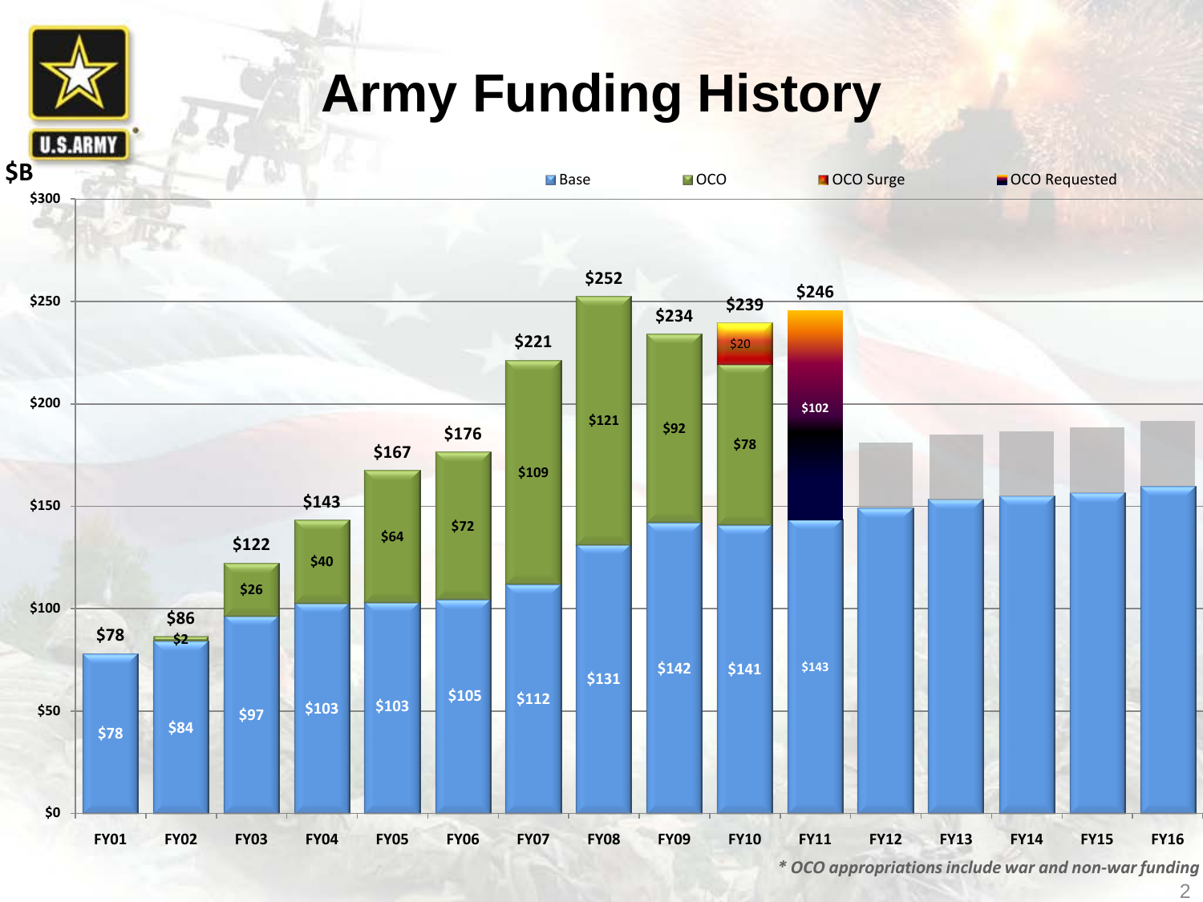# Army Funding History

$B

| Fiscal Year | Base | OCO | OCO Surge | OCO Requested | Total |
|---|---|---|---|---|---|
| FY01 | $78 | | | | $78 |
| FY02 | $84 | $2 | | | $86 |
| FY03 | $97 | $26 | | | $122 |
| FY04 | $103 | $40 | | | $143 |
| FY05 | $103 | $64 | | | $167 |
| FY06 | $105 | $72 | | | $176 |
| FY07 | $112 | $109 | | | $221 |
| FY08 | $131 | $121 | | | $252 |
| FY09 | $142 | $92 | | | $234 |
| FY10 | $141 | $78 | $20 | | $239 |
| FY11 | $143 | | | $102 | $246 |
| FY12 | | | | | |
| FY13 | | | | | |
| FY14 | | | | | |
| FY15 | | | | | |
| FY16 | | | | | |

*\* OCO appropriations include war and non-war funding*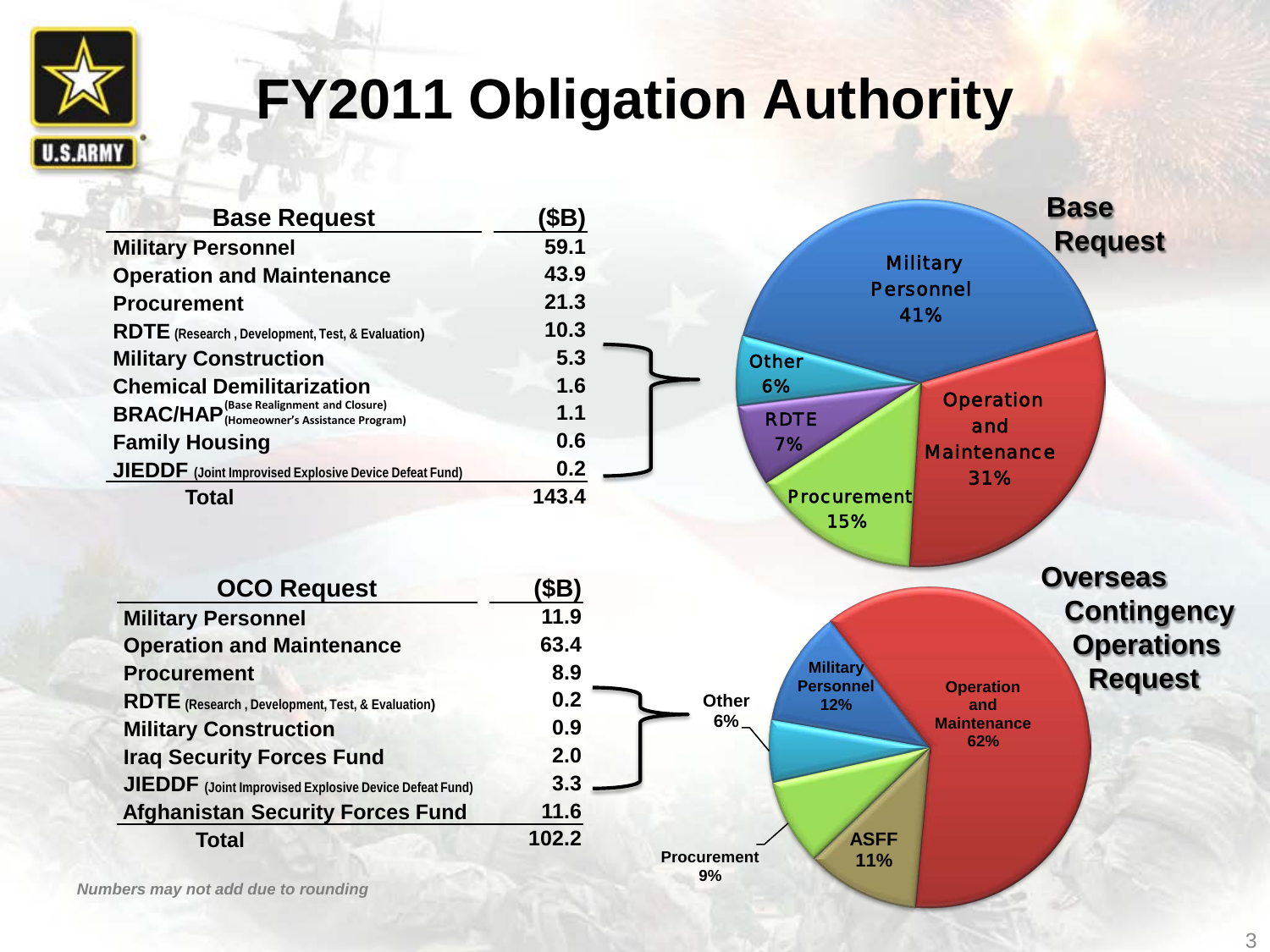# FY2011 Obligation Authority

| Base Request | ($B) |
|---|---|
| Military Personnel | 59.1 |
| Operation and Maintenance | 43.9 |
| Procurement | 21.3 |
| RDTE (Research , Development, Test, & Evaluation) | 10.3 |
| Military Construction | 5.3 |
| Chemical Demilitarization | 1.6 |
| BRAC/HAP (Base Realignment and Closure) (Homeowner's Assistance Program) | 1.1 |
| Family Housing | 0.6 |
| JIEDDF (Joint Improvised Explosive Device Defeat Fund) | 0.2 |
| Total | 143.4 |

**Base Request**

- Military Personnel 41%
- Operation and Maintenance 31%
- Procurement 15%
- RDTE 7%
- Other 6%

| OCO Request | ($B) |
|---|---|
| Military Personnel | 11.9 |
| Operation and Maintenance | 63.4 |
| Procurement | 8.9 |
| RDTE (Research , Development, Test, & Evaluation) | 0.2 |
| Military Construction | 0.9 |
| Iraq Security Forces Fund | 2.0 |
| JIEDDF (Joint Improvised Explosive Device Defeat Fund) | 3.3 |
| Afghanistan Security Forces Fund | 11.6 |
| Total | 102.2 |

**Overseas Contingency Operations Request**

- Operation and Maintenance 62%
- Military Personnel 12%
- ASFF 11%
- Procurement 9%
- Other 6%

*Numbers may not add due to rounding*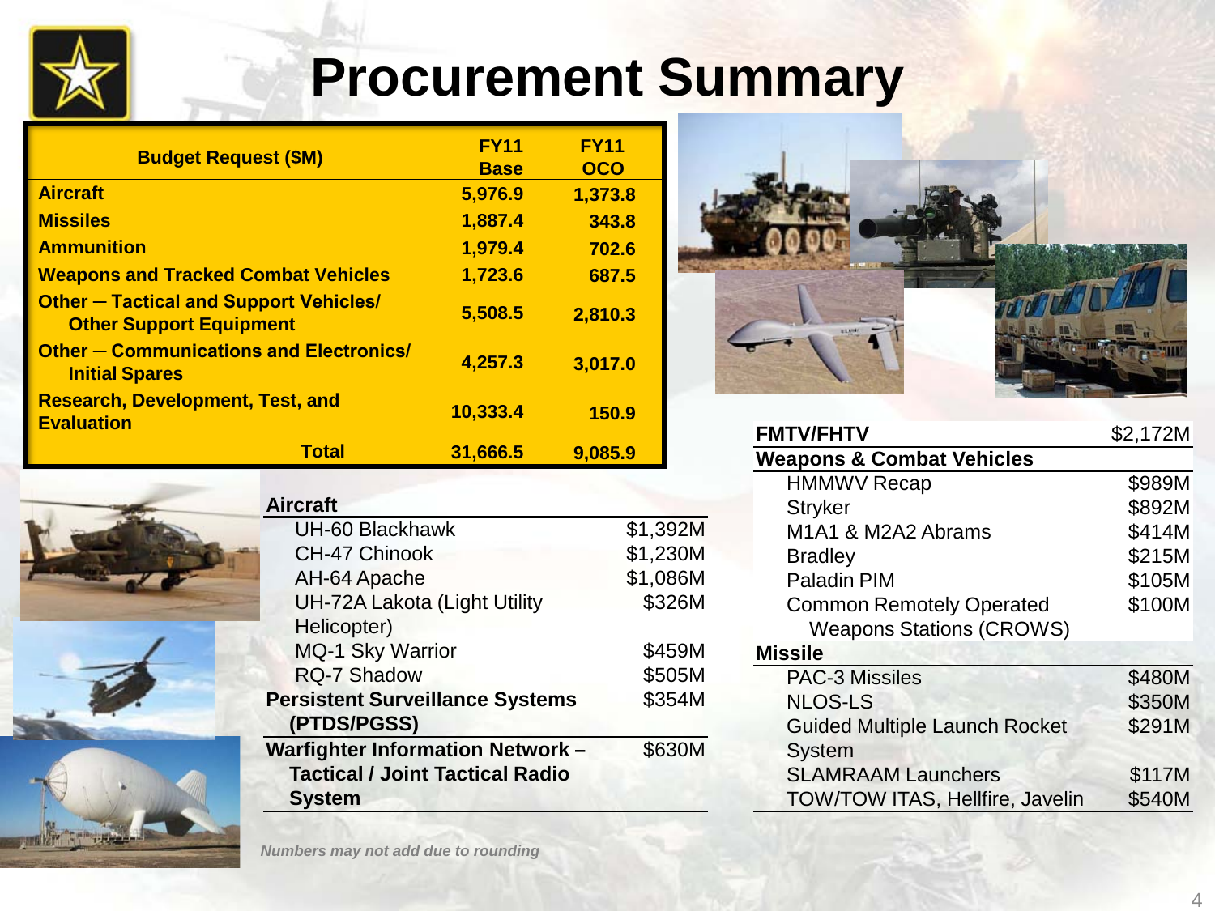# Procurement Summary

| Budget Request ($M) | FY11 Base | FY11 OCO |
|---|---|---|
| **Aircraft** | **5,976.9** | **1,373.8** |
| **Missiles** | **1,887.4** | **343.8** |
| **Ammunition** | **1,979.4** | **702.6** |
| **Weapons and Tracked Combat Vehicles** | **1,723.6** | **687.5** |
| **Other — Tactical and Support Vehicles/ Other Support Equipment** | **5,508.5** | **2,810.3** |
| **Other — Communications and Electronics/ Initial Spares** | **4,257.3** | **3,017.0** |
| **Research, Development, Test, and Evaluation** | **10,333.4** | **150.9** |
| **Total** | **31,666.5** | **9,085.9** |

| **Aircraft** | |
|---|---|
| UH-60 Blackhawk | $1,392M |
| CH-47 Chinook | $1,230M |
| AH-64 Apache | $1,086M |
| UH-72A Lakota (Light Utility Helicopter) | $326M |
| MQ-1 Sky Warrior | $459M |
| RQ-7 Shadow | $505M |
| **Persistent Surveillance Systems (PTDS/PGSS)** | $354M |
| **Warfighter Information Network – Tactical / Joint Tactical Radio System** | $630M |

*Numbers may not add due to rounding*

| **FMTV/FHTV** | $2,172M |
|---|---|
| **Weapons & Combat Vehicles** | |
| HMMWV Recap | $989M |
| Stryker | $892M |
| M1A1 & M2A2 Abrams | $414M |
| Bradley | $215M |
| Paladin PIM | $105M |
| Common Remotely Operated Weapons Stations (CROWS) | $100M |
| **Missile** | |
| PAC-3 Missiles | $480M |
| NLOS-LS | $350M |
| Guided Multiple Launch Rocket System | $291M |
| SLAMRAAM Launchers | $117M |
| TOW/TOW ITAS, Hellfire, Javelin | $540M |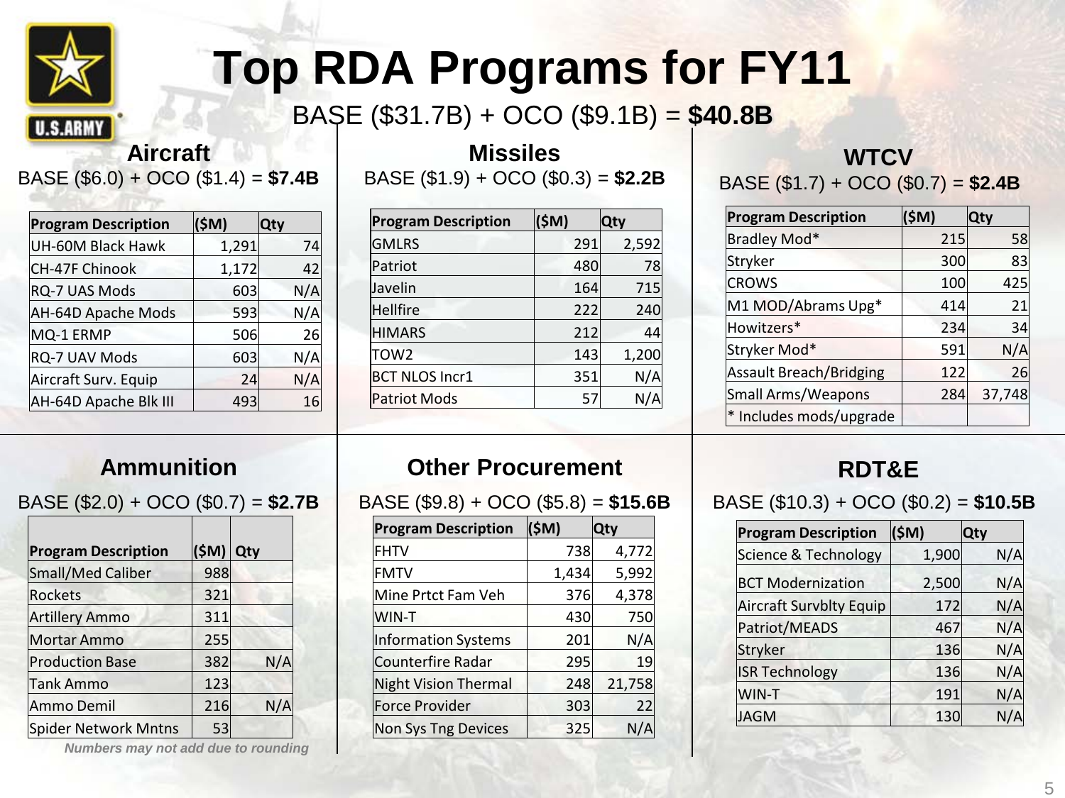# Top RDA Programs for FY11

BASE ($31.7B) + OCO ($9.1B) = **$40.8B**

## Aircraft

BASE ($6.0) + OCO ($1.4) = **$7.4B**

| Program Description | ($M) | Qty |
|---|---|---|
| UH-60M Black Hawk | 1,291 | 74 |
| CH-47F Chinook | 1,172 | 42 |
| RQ-7 UAS Mods | 603 | N/A |
| AH-64D Apache Mods | 593 | N/A |
| MQ-1 ERMP | 506 | 26 |
| RQ-7 UAV Mods | 603 | N/A |
| Aircraft Surv. Equip | 24 | N/A |
| AH-64D Apache Blk III | 493 | 16 |

## Missiles

BASE ($1.9) + OCO ($0.3) = **$2.2B**

| Program Description | ($M) | Qty |
|---|---|---|
| GMLRS | 291 | 2,592 |
| Patriot | 480 | 78 |
| Javelin | 164 | 715 |
| Hellfire | 222 | 240 |
| HIMARS | 212 | 44 |
| TOW2 | 143 | 1,200 |
| BCT NLOS Incr1 | 351 | N/A |
| Patriot Mods | 57 | N/A |

## WTCV

BASE ($1.7) + OCO ($0.7) = **$2.4B**

| Program Description | ($M) | Qty |
|---|---|---|
| Bradley Mod* | 215 | 58 |
| Stryker | 300 | 83 |
| CROWS | 100 | 425 |
| M1 MOD/Abrams Upg* | 414 | 21 |
| Howitzers* | 234 | 34 |
| Stryker Mod* | 591 | N/A |
| Assault Breach/Bridging | 122 | 26 |
| Small Arms/Weapons | 284 | 37,748 |
| * Includes mods/upgrade | | |

## Ammunition

BASE ($2.0) + OCO ($0.7) = **$2.7B**

| Program Description | ($M) | Qty |
|---|---|---|
| Small/Med Caliber | 988 | |
| Rockets | 321 | |
| Artillery Ammo | 311 | |
| Mortar Ammo | 255 | |
| Production Base | 382 | N/A |
| Tank Ammo | 123 | |
| Ammo Demil | 216 | N/A |
| Spider Network Mntns | 53 | |

*Numbers may not add due to rounding*

## Other Procurement

BASE ($9.8) + OCO ($5.8) = **$15.6B**

| Program Description | ($M) | Qty |
|---|---|---|
| FHTV | 738 | 4,772 |
| FMTV | 1,434 | 5,992 |
| Mine Prtct Fam Veh | 376 | 4,378 |
| WIN-T | 430 | 750 |
| Information Systems | 201 | N/A |
| Counterfire Radar | 295 | 19 |
| Night Vision Thermal | 248 | 21,758 |
| Force Provider | 303 | 22 |
| Non Sys Tng Devices | 325 | N/A |

## RDT&E

BASE ($10.3) + OCO ($0.2) = **$10.5B**

| Program Description | ($M) | Qty |
|---|---|---|
| Science & Technology | 1,900 | N/A |
| BCT Modernization | 2,500 | N/A |
| Aircraft Survblty Equip | 172 | N/A |
| Patriot/MEADS | 467 | N/A |
| Stryker | 136 | N/A |
| ISR Technology | 136 | N/A |
| WIN-T | 191 | N/A |
| JAGM | 130 | N/A |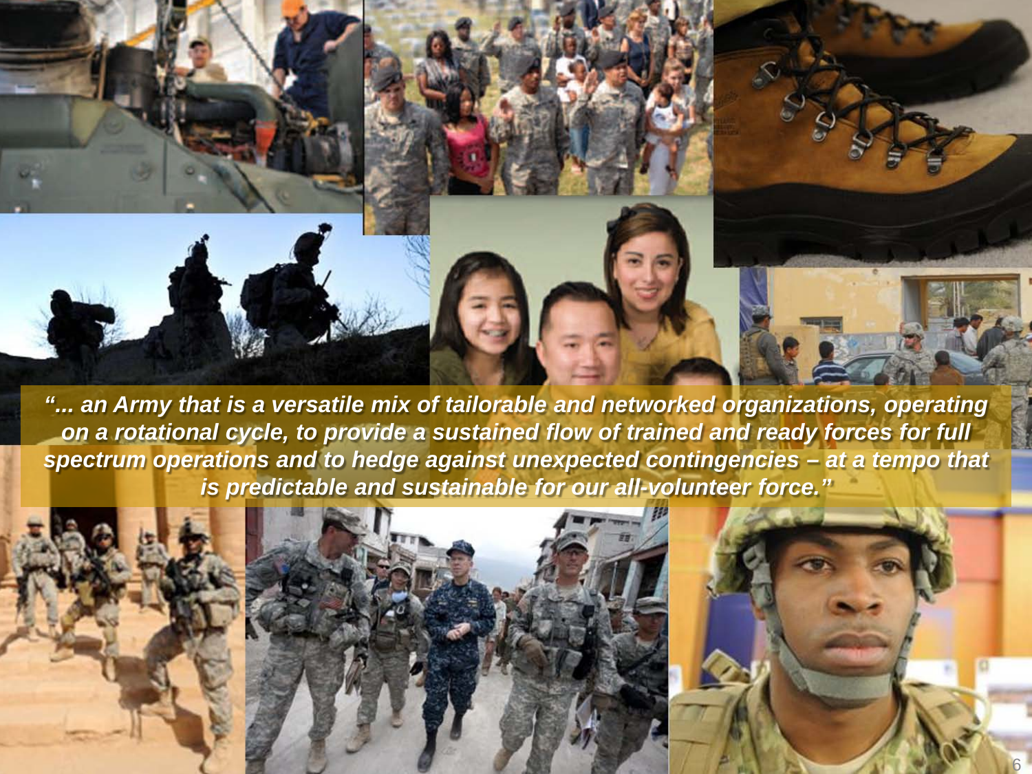*"... an Army that is a versatile mix of tailorable and networked organizations, operating on a rotational cycle, to provide a sustained flow of trained and ready forces for full spectrum operations and to hedge against unexpected contingencies – at a tempo that is predictable and sustainable for our all-volunteer force."*